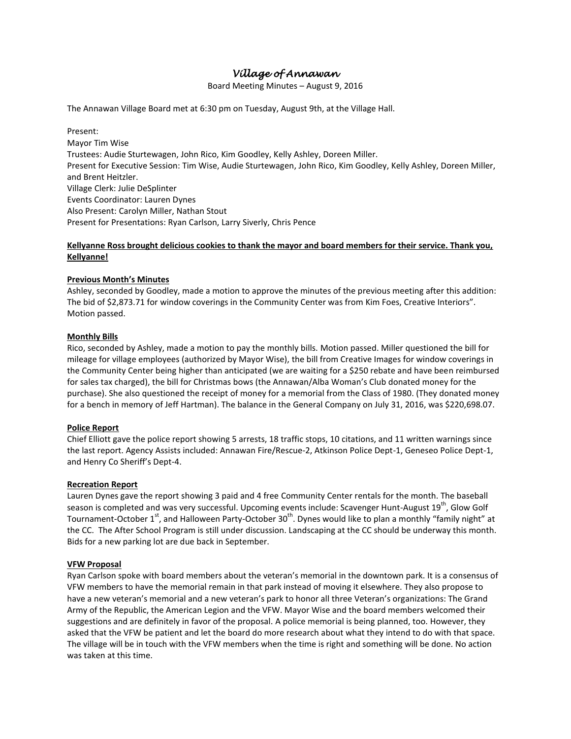# *Village of Annawan*

Board Meeting Minutes – August 9, 2016

The Annawan Village Board met at 6:30 pm on Tuesday, August 9th, at the Village Hall.

Present:
Mayor Tim Wise
Trustees: Audie Sturtewagen, John Rico, Kim Goodley, Kelly Ashley, Doreen Miller.
Present for Executive Session: Tim Wise, Audie Sturtewagen, John Rico, Kim Goodley, Kelly Ashley, Doreen Miller, and Brent Heitzler.
Village Clerk: Julie DeSplinter
Events Coordinator: Lauren Dynes
Also Present: Carolyn Miller, Nathan Stout
Present for Presentations: Ryan Carlson, Larry Siverly, Chris Pence

**Kellyanne Ross brought delicious cookies to thank the mayor and board members for their service. Thank you, Kellyanne!**

**Previous Month's Minutes**

Ashley, seconded by Goodley, made a motion to approve the minutes of the previous meeting after this addition: The bid of $2,873.71 for window coverings in the Community Center was from Kim Foes, Creative Interiors". Motion passed.

**Monthly Bills**

Rico, seconded by Ashley, made a motion to pay the monthly bills. Motion passed. Miller questioned the bill for mileage for village employees (authorized by Mayor Wise), the bill from Creative Images for window coverings in the Community Center being higher than anticipated (we are waiting for a $250 rebate and have been reimbursed for sales tax charged), the bill for Christmas bows (the Annawan/Alba Woman's Club donated money for the purchase). She also questioned the receipt of money for a memorial from the Class of 1980. (They donated money for a bench in memory of Jeff Hartman). The balance in the General Company on July 31, 2016, was $220,698.07.

**Police Report**

Chief Elliott gave the police report showing 5 arrests, 18 traffic stops, 10 citations, and 11 written warnings since the last report. Agency Assists included: Annawan Fire/Rescue-2, Atkinson Police Dept-1, Geneseo Police Dept-1, and Henry Co Sheriff's Dept-4.

**Recreation Report**

Lauren Dynes gave the report showing 3 paid and 4 free Community Center rentals for the month. The baseball season is completed and was very successful. Upcoming events include: Scavenger Hunt-August 19th, Glow Golf Tournament-October 1st, and Halloween Party-October 30th. Dynes would like to plan a monthly "family night" at the CC. The After School Program is still under discussion. Landscaping at the CC should be underway this month. Bids for a new parking lot are due back in September.

**VFW Proposal**

Ryan Carlson spoke with board members about the veteran's memorial in the downtown park. It is a consensus of VFW members to have the memorial remain in that park instead of moving it elsewhere. They also propose to have a new veteran's memorial and a new veteran's park to honor all three Veteran's organizations: The Grand Army of the Republic, the American Legion and the VFW. Mayor Wise and the board members welcomed their suggestions and are definitely in favor of the proposal. A police memorial is being planned, too. However, they asked that the VFW be patient and let the board do more research about what they intend to do with that space. The village will be in touch with the VFW members when the time is right and something will be done. No action was taken at this time.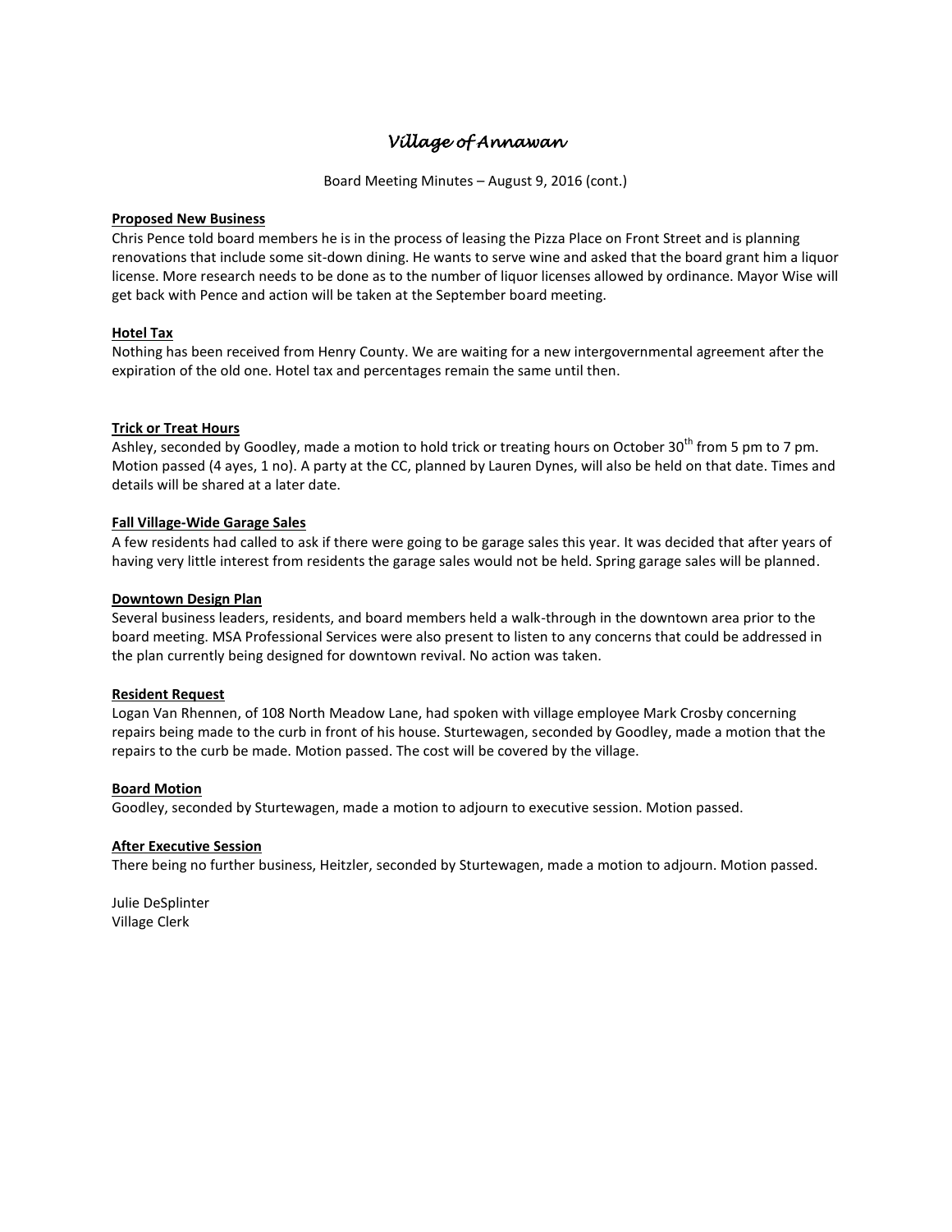# *Village of Annawan*

Board Meeting Minutes – August 9, 2016 (cont.)

**Proposed New Business**

Chris Pence told board members he is in the process of leasing the Pizza Place on Front Street and is planning renovations that include some sit-down dining. He wants to serve wine and asked that the board grant him a liquor license. More research needs to be done as to the number of liquor licenses allowed by ordinance. Mayor Wise will get back with Pence and action will be taken at the September board meeting.

**Hotel Tax**

Nothing has been received from Henry County. We are waiting for a new intergovernmental agreement after the expiration of the old one. Hotel tax and percentages remain the same until then.

**Trick or Treat Hours**

Ashley, seconded by Goodley, made a motion to hold trick or treating hours on October 30th from 5 pm to 7 pm. Motion passed (4 ayes, 1 no). A party at the CC, planned by Lauren Dynes, will also be held on that date. Times and details will be shared at a later date.

**Fall Village-Wide Garage Sales**

A few residents had called to ask if there were going to be garage sales this year. It was decided that after years of having very little interest from residents the garage sales would not be held. Spring garage sales will be planned.

**Downtown Design Plan**

Several business leaders, residents, and board members held a walk-through in the downtown area prior to the board meeting. MSA Professional Services were also present to listen to any concerns that could be addressed in the plan currently being designed for downtown revival. No action was taken.

**Resident Request**

Logan Van Rhennen, of 108 North Meadow Lane, had spoken with village employee Mark Crosby concerning repairs being made to the curb in front of his house. Sturtewagen, seconded by Goodley, made a motion that the repairs to the curb be made. Motion passed. The cost will be covered by the village.

**Board Motion**

Goodley, seconded by Sturtewagen, made a motion to adjourn to executive session. Motion passed.

**After Executive Session**

There being no further business, Heitzler, seconded by Sturtewagen, made a motion to adjourn. Motion passed.

Julie DeSplinter
Village Clerk